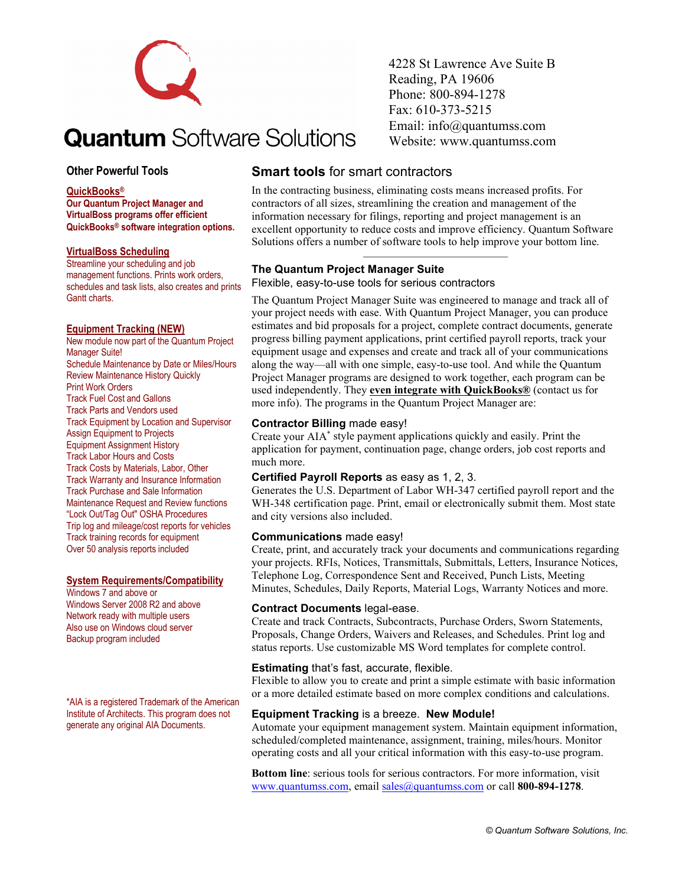# Quantum Software Solutions

4228 St Lawrence Ave Suite B
Reading, PA 19606
Phone: 800-894-1278
Fax: 610-373-5215
Email: info@quantumss.com
Website: www.quantumss.com

## Smart tools for smart contractors

In the contracting business, eliminating costs means increased profits. For contractors of all sizes, streamlining the creation and management of the information necessary for filings, reporting and project management is an excellent opportunity to reduce costs and improve efficiency. Quantum Software Solutions offers a number of software tools to help improve your bottom line.

### The Quantum Project Manager Suite

Flexible, easy-to-use tools for serious contractors

The Quantum Project Manager Suite was engineered to manage and track all of your project needs with ease. With Quantum Project Manager, you can produce estimates and bid proposals for a project, complete contract documents, generate progress billing payment applications, print certified payroll reports, track your equipment usage and expenses and create and track all of your communications along the way—all with one simple, easy-to-use tool. And while the Quantum Project Manager programs are designed to work together, each program can be used independently. They **even integrate with QuickBooks®** (contact us for more info). The programs in the Quantum Project Manager are:

**Contractor Billing** made easy!
Create your AIA* style payment applications quickly and easily. Print the application for payment, continuation page, change orders, job cost reports and much more.

**Certified Payroll Reports** as easy as 1, 2, 3.
Generates the U.S. Department of Labor WH-347 certified payroll report and the WH-348 certification page. Print, email or electronically submit them. Most state and city versions also included.

**Communications** made easy!
Create, print, and accurately track your documents and communications regarding your projects. RFIs, Notices, Transmittals, Submittals, Letters, Insurance Notices, Telephone Log, Correspondence Sent and Received, Punch Lists, Meeting Minutes, Schedules, Daily Reports, Material Logs, Warranty Notices and more.

**Contract Documents** legal-ease.
Create and track Contracts, Subcontracts, Purchase Orders, Sworn Statements, Proposals, Change Orders, Waivers and Releases, and Schedules. Print log and status reports. Use customizable MS Word templates for complete control.

**Estimating** that's fast, accurate, flexible.
Flexible to allow you to create and print a simple estimate with basic information or a more detailed estimate based on more complex conditions and calculations.

**Equipment Tracking** is a breeze. **New Module!**
Automate your equipment management system. Maintain equipment information, scheduled/completed maintenance, assignment, training, miles/hours. Monitor operating costs and all your critical information with this easy-to-use program.

**Bottom line**: serious tools for serious contractors. For more information, visit www.quantumss.com, email sales@quantumss.com or call **800-894-1278**.

## Other Powerful Tools

### QuickBooks®

**Our Quantum Project Manager and VirtualBoss programs offer efficient QuickBooks® software integration options.**

### VirtualBoss Scheduling

Streamline your scheduling and job management functions. Prints work orders, schedules and task lists, also creates and prints Gantt charts.

### Equipment Tracking (NEW)

New module now part of the Quantum Project Manager Suite!
- Schedule Maintenance by Date or Miles/Hours
- Review Maintenance History Quickly
- Print Work Orders
- Track Fuel Cost and Gallons
- Track Parts and Vendors used
- Track Equipment by Location and Supervisor
- Assign Equipment to Projects
- Equipment Assignment History
- Track Labor Hours and Costs
- Track Costs by Materials, Labor, Other
- Track Warranty and Insurance Information
- Track Purchase and Sale Information
- Maintenance Request and Review functions
- "Lock Out/Tag Out" OSHA Procedures
- Trip log and mileage/cost reports for vehicles
- Track training records for equipment
- Over 50 analysis reports included

### System Requirements/Compatibility

- Windows 7 and above or
- Windows Server 2008 R2 and above
- Network ready with multiple users
- Also use on Windows cloud server
- Backup program included

*AIA is a registered Trademark of the American Institute of Architects. This program does not generate any original AIA Documents.

© Quantum Software Solutions, Inc.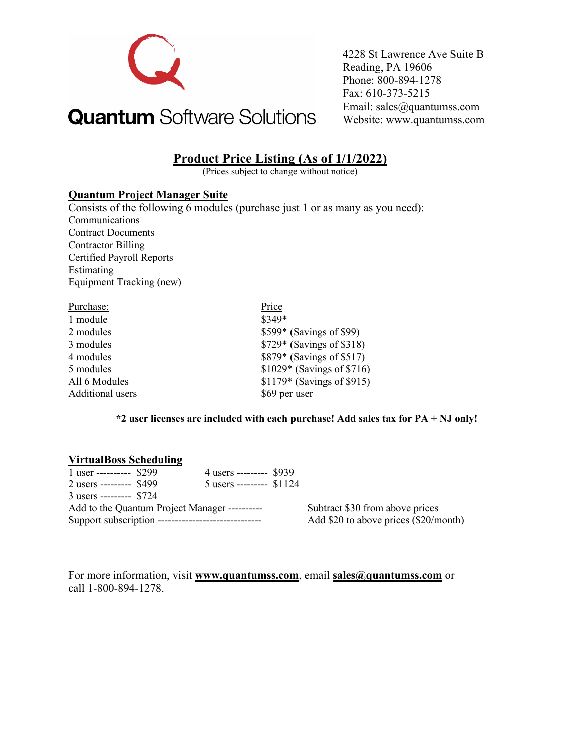**Quantum** Software Solutions

4228 St Lawrence Ave Suite B
Reading, PA 19606
Phone: 800-894-1278
Fax: 610-373-5215
Email: sales@quantumss.com
Website: www.quantumss.com

## Product Price Listing (As of 1/1/2022)

(Prices subject to change without notice)

### Quantum Project Manager Suite

Consists of the following 6 modules (purchase just 1 or as many as you need):
Communications
Contract Documents
Contractor Billing
Certified Payroll Reports
Estimating
Equipment Tracking (new)

| Purchase: | Price |
|---|---|
| 1 module | $349* |
| 2 modules | $599* (Savings of $99) |
| 3 modules | $729* (Savings of $318) |
| 4 modules | $879* (Savings of $517) |
| 5 modules | $1029* (Savings of $716) |
| All 6 Modules | $1179* (Savings of $915) |
| Additional users | $69 per user |

**\*2 user licenses are included with each purchase! Add sales tax for PA + NJ only!**

### VirtualBoss Scheduling

| | | | |
|---|---|---|---|
| 1 user ---------- | $299 | 4 users --------- | $939 |
| 2 users --------- | $499 | 5 users --------- | $1124 |
| 3 users --------- | $724 | | |

Add to the Quantum Project Manager ---------- Subtract $30 from above prices
Support subscription ----------------------------- Add $20 to above prices ($20/month)

For more information, visit **www.quantumss.com**, email **sales@quantumss.com** or call 1-800-894-1278.